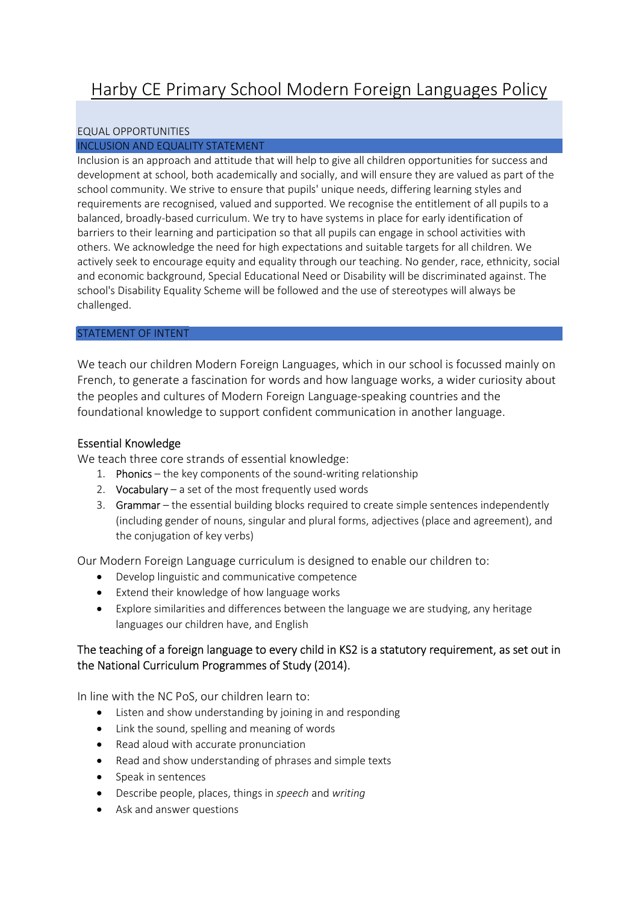# Harby CE Primary School Modern Foreign Languages Policy

EQUAL OPPORTUNITIES

## INCLUSION AND EQUALITY STATEMENT

Inclusion is an approach and attitude that will help to give all children opportunities for success and development at school, both academically and socially, and will ensure they are valued as part of the school community. We strive to ensure that pupils' unique needs, differing learning styles and requirements are recognised, valued and supported. We recognise the entitlement of all pupils to a balanced, broadly-based curriculum. We try to have systems in place for early identification of barriers to their learning and participation so that all pupils can engage in school activities with others. We acknowledge the need for high expectations and suitable targets for all children. We actively seek to encourage equity and equality through our teaching. No gender, race, ethnicity, social and economic background, Special Educational Need or Disability will be discriminated against. The school's Disability Equality Scheme will be followed and the use of stereotypes will always be challenged.

## STATEMENT OF INTENT

We teach our children Modern Foreign Languages, which in our school is focussed mainly on French, to generate a fascination for words and how language works, a wider curiosity about the peoples and cultures of Modern Foreign Language-speaking countries and the foundational knowledge to support confident communication in another language.

### Essential Knowledge

We teach three core strands of essential knowledge:

1. Phonics – the key components of the sound-writing relationship
2. Vocabulary – a set of the most frequently used words
3. Grammar – the essential building blocks required to create simple sentences independently (including gender of nouns, singular and plural forms, adjectives (place and agreement), and the conjugation of key verbs)

Our Modern Foreign Language curriculum is designed to enable our children to:

- Develop linguistic and communicative competence
- Extend their knowledge of how language works
- Explore similarities and differences between the language we are studying, any heritage languages our children have, and English

The teaching of a foreign language to every child in KS2 is a statutory requirement, as set out in the National Curriculum Programmes of Study (2014).

In line with the NC PoS, our children learn to:

- Listen and show understanding by joining in and responding
- Link the sound, spelling and meaning of words
- Read aloud with accurate pronunciation
- Read and show understanding of phrases and simple texts
- Speak in sentences
- Describe people, places, things in *speech* and *writing*
- Ask and answer questions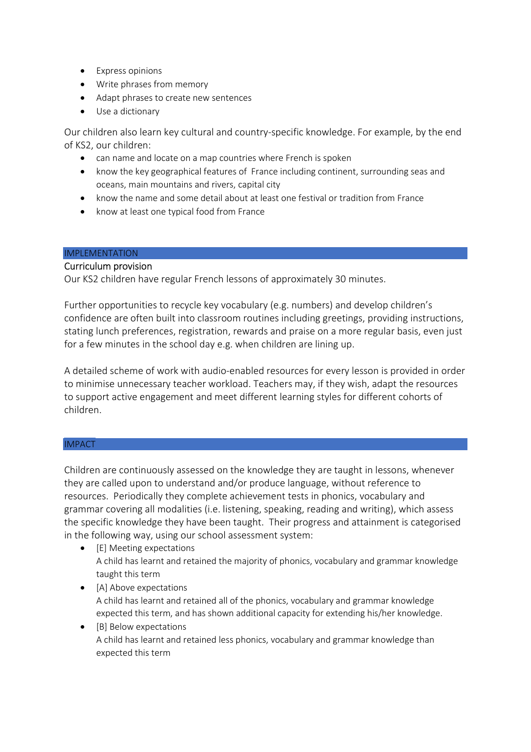- Express opinions
- Write phrases from memory
- Adapt phrases to create new sentences
- Use a dictionary

Our children also learn key cultural and country-specific knowledge. For example, by the end of KS2, our children:

- can name and locate on a map countries where French is spoken
- know the key geographical features of France including continent, surrounding seas and oceans, main mountains and rivers, capital city
- know the name and some detail about at least one festival or tradition from France
- know at least one typical food from France

## IMPLEMENTATION

### Curriculum provision

Our KS2 children have regular French lessons of approximately 30 minutes.

Further opportunities to recycle key vocabulary (e.g. numbers) and develop children's confidence are often built into classroom routines including greetings, providing instructions, stating lunch preferences, registration, rewards and praise on a more regular basis, even just for a few minutes in the school day e.g. when children are lining up.

A detailed scheme of work with audio-enabled resources for every lesson is provided in order to minimise unnecessary teacher workload. Teachers may, if they wish, adapt the resources to support active engagement and meet different learning styles for different cohorts of children.

## IMPACT

Children are continuously assessed on the knowledge they are taught in lessons, whenever they are called upon to understand and/or produce language, without reference to resources. Periodically they complete achievement tests in phonics, vocabulary and grammar covering all modalities (i.e. listening, speaking, reading and writing), which assess the specific knowledge they have been taught. Their progress and attainment is categorised in the following way, using our school assessment system:

- [E] Meeting expectations
  A child has learnt and retained the majority of phonics, vocabulary and grammar knowledge taught this term
- [A] Above expectations
  A child has learnt and retained all of the phonics, vocabulary and grammar knowledge expected this term, and has shown additional capacity for extending his/her knowledge.
- [B] Below expectations
  A child has learnt and retained less phonics, vocabulary and grammar knowledge than expected this term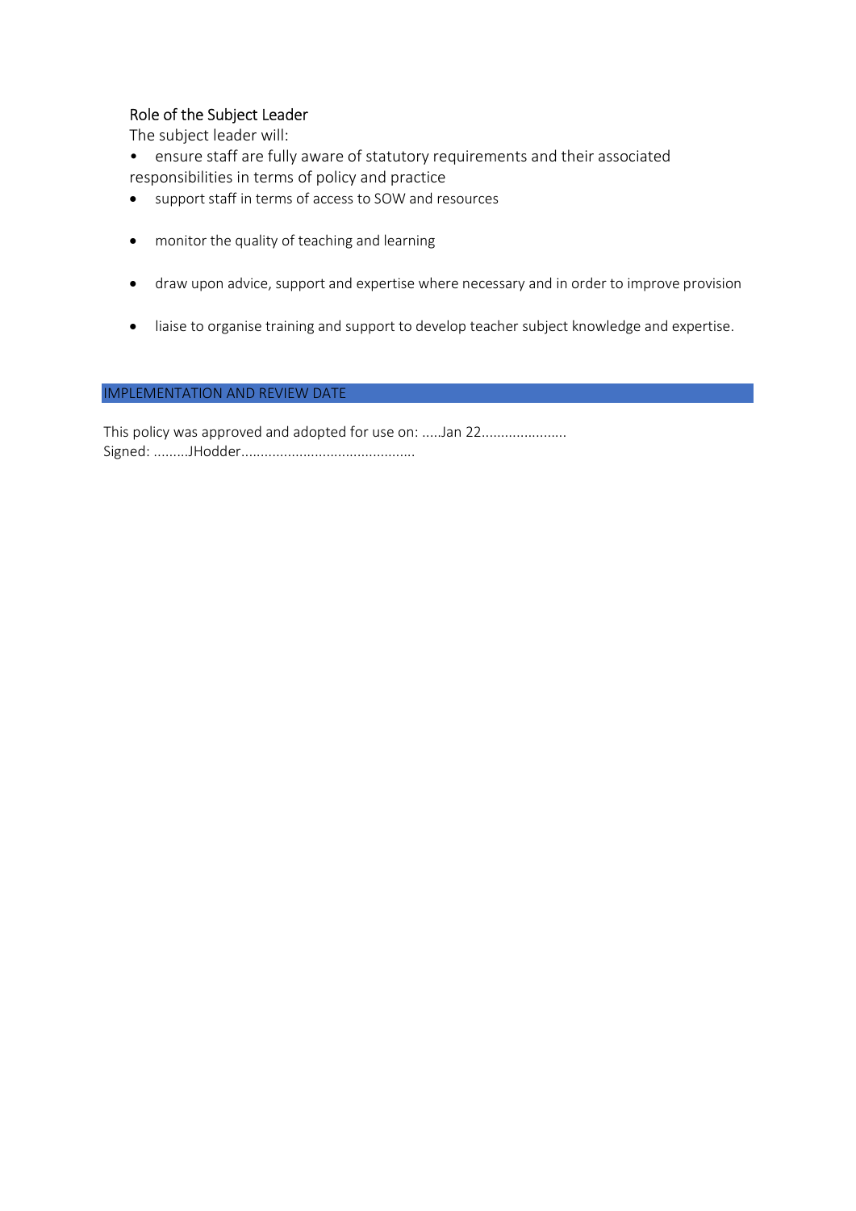### Role of the Subject Leader

The subject leader will:

- ensure staff are fully aware of statutory requirements and their associated responsibilities in terms of policy and practice
- support staff in terms of access to SOW and resources
- monitor the quality of teaching and learning
- draw upon advice, support and expertise where necessary and in order to improve provision
- liaise to organise training and support to develop teacher subject knowledge and expertise.

## IMPLEMENTATION AND REVIEW DATE

This policy was approved and adopted for use on: .....Jan 22......................
Signed: .........JHodder............................................